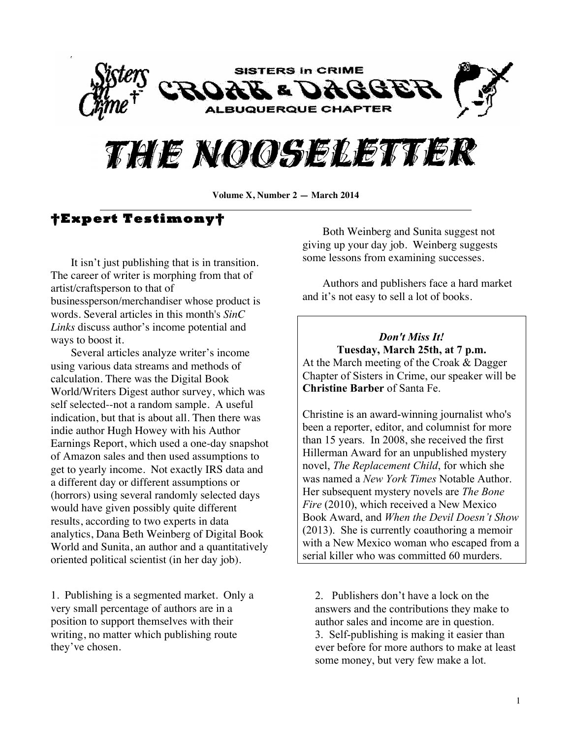SISTERS in CRIME

CROAK & DAGGER

ALBUQUERQUE CHAPTER

# THE NOOSELETTER

**Volume X, Number 2 — March 2014**

## †Expert Testimony†

It isn't just publishing that is in transition. The career of writer is morphing from that of artist/craftsperson to that of businessperson/merchandiser whose product is words. Several articles in this month's *SinC Links* discuss author's income potential and ways to boost it.

Several articles analyze writer's income using various data streams and methods of calculation. There was the Digital Book World/Writers Digest author survey, which was self selected--not a random sample. A useful indication, but that is about all. Then there was indie author Hugh Howey with his Author Earnings Report, which used a one-day snapshot of Amazon sales and then used assumptions to get to yearly income. Not exactly IRS data and a different day or different assumptions or (horrors) using several randomly selected days would have given possibly quite different results, according to two experts in data analytics, Dana Beth Weinberg of Digital Book World and Sunita, an author and a quantitatively oriented political scientist (in her day job).

Both Weinberg and Sunita suggest not giving up your day job. Weinberg suggests some lessons from examining successes.

Authors and publishers face a hard market and it's not easy to sell a lot of books.

1. Publishing is a segmented market. Only a very small percentage of authors are in a position to support themselves with their writing, no matter which publishing route they've chosen.
2. Publishers don't have a lock on the answers and the contributions they make to author sales and income are in question.
3. Self-publishing is making it easier than ever before for more authors to make at least some money, but very few make a lot.

---

***Don't Miss It!***

**Tuesday, March 25th, at 7 p.m.**

At the March meeting of the Croak & Dagger Chapter of Sisters in Crime, our speaker will be **Christine Barber** of Santa Fe.

Christine is an award-winning journalist who's been a reporter, editor, and columnist for more than 15 years. In 2008, she received the first Hillerman Award for an unpublished mystery novel, *The Replacement Child*, for which she was named a *New York Times* Notable Author. Her subsequent mystery novels are *The Bone Fire* (2010), which received a New Mexico Book Award, and *When the Devil Doesn't Show* (2013). She is currently coauthoring a memoir with a New Mexico woman who escaped from a serial killer who was committed 60 murders.

---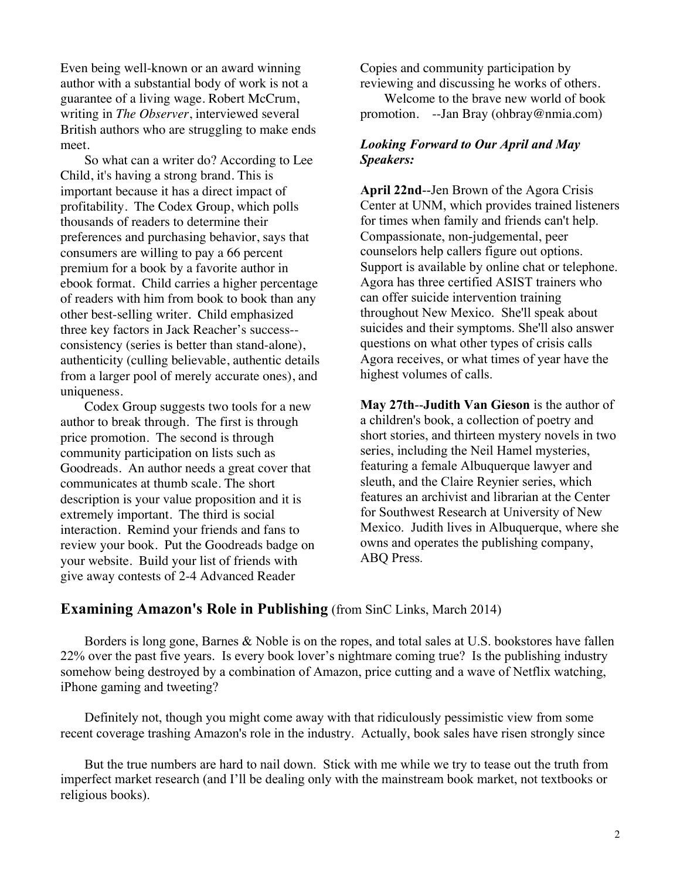Even being well-known or an award winning author with a substantial body of work is not a guarantee of a living wage. Robert McCrum, writing in *The Observer*, interviewed several British authors who are struggling to make ends meet.

So what can a writer do? According to Lee Child, it's having a strong brand. This is important because it has a direct impact of profitability. The Codex Group, which polls thousands of readers to determine their preferences and purchasing behavior, says that consumers are willing to pay a 66 percent premium for a book by a favorite author in ebook format. Child carries a higher percentage of readers with him from book to book than any other best-selling writer. Child emphasized three key factors in Jack Reacher's success--consistency (series is better than stand-alone), authenticity (culling believable, authentic details from a larger pool of merely accurate ones), and uniqueness.

Codex Group suggests two tools for a new author to break through. The first is through price promotion. The second is through community participation on lists such as Goodreads. An author needs a great cover that communicates at thumb scale. The short description is your value proposition and it is extremely important. The third is social interaction. Remind your friends and fans to review your book. Put the Goodreads badge on your website. Build your list of friends with give away contests of 2-4 Advanced Reader Copies and community participation by reviewing and discussing he works of others.

Welcome to the brave new world of book promotion. --Jan Bray (ohbray@nmia.com)

***Looking Forward to Our April and May Speakers:***

**April 22nd**--Jen Brown of the Agora Crisis Center at UNM, which provides trained listeners for times when family and friends can't help. Compassionate, non-judgemental, peer counselors help callers figure out options. Support is available by online chat or telephone. Agora has three certified ASIST trainers who can offer suicide intervention training throughout New Mexico. She'll speak about suicides and their symptoms. She'll also answer questions on what other types of crisis calls Agora receives, or what times of year have the highest volumes of calls.

**May 27th**--**Judith Van Gieson** is the author of a children's book, a collection of poetry and short stories, and thirteen mystery novels in two series, including the Neil Hamel mysteries, featuring a female Albuquerque lawyer and sleuth, and the Claire Reynier series, which features an archivist and librarian at the Center for Southwest Research at University of New Mexico. Judith lives in Albuquerque, where she owns and operates the publishing company, ABQ Press.

## **Examining Amazon's Role in Publishing** (from SinC Links, March 2014)

Borders is long gone, Barnes & Noble is on the ropes, and total sales at U.S. bookstores have fallen 22% over the past five years. Is every book lover's nightmare coming true? Is the publishing industry somehow being destroyed by a combination of Amazon, price cutting and a wave of Netflix watching, iPhone gaming and tweeting?

Definitely not, though you might come away with that ridiculously pessimistic view from some recent coverage trashing Amazon's role in the industry. Actually, book sales have risen strongly since

But the true numbers are hard to nail down. Stick with me while we try to tease out the truth from imperfect market research (and I'll be dealing only with the mainstream book market, not textbooks or religious books).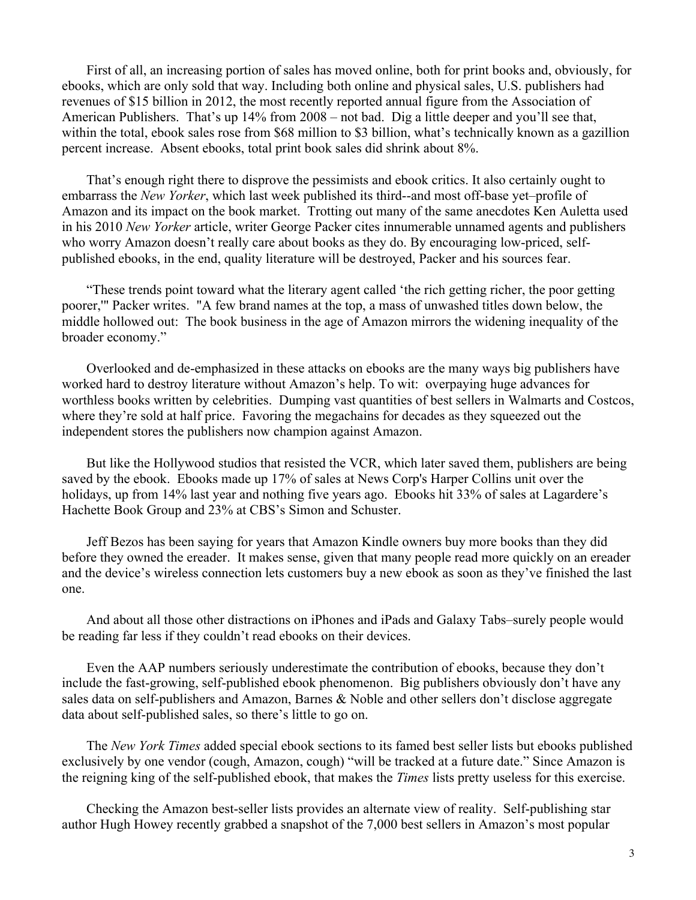First of all, an increasing portion of sales has moved online, both for print books and, obviously, for ebooks, which are only sold that way. Including both online and physical sales, U.S. publishers had revenues of $15 billion in 2012, the most recently reported annual figure from the Association of American Publishers. That's up 14% from 2008 – not bad. Dig a little deeper and you'll see that, within the total, ebook sales rose from $68 million to $3 billion, what's technically known as a gazillion percent increase. Absent ebooks, total print book sales did shrink about 8%.

That's enough right there to disprove the pessimists and ebook critics. It also certainly ought to embarrass the *New Yorker*, which last week published its third--and most off-base yet–profile of Amazon and its impact on the book market. Trotting out many of the same anecdotes Ken Auletta used in his 2010 *New Yorker* article, writer George Packer cites innumerable unnamed agents and publishers who worry Amazon doesn't really care about books as they do. By encouraging low-priced, self-published ebooks, in the end, quality literature will be destroyed, Packer and his sources fear.

"These trends point toward what the literary agent called 'the rich getting richer, the poor getting poorer,'" Packer writes. "A few brand names at the top, a mass of unwashed titles down below, the middle hollowed out: The book business in the age of Amazon mirrors the widening inequality of the broader economy."

Overlooked and de-emphasized in these attacks on ebooks are the many ways big publishers have worked hard to destroy literature without Amazon's help. To wit: overpaying huge advances for worthless books written by celebrities. Dumping vast quantities of best sellers in Walmarts and Costcos, where they're sold at half price. Favoring the megachains for decades as they squeezed out the independent stores the publishers now champion against Amazon.

But like the Hollywood studios that resisted the VCR, which later saved them, publishers are being saved by the ebook. Ebooks made up 17% of sales at News Corp's Harper Collins unit over the holidays, up from 14% last year and nothing five years ago. Ebooks hit 33% of sales at Lagardere's Hachette Book Group and 23% at CBS's Simon and Schuster.

Jeff Bezos has been saying for years that Amazon Kindle owners buy more books than they did before they owned the ereader. It makes sense, given that many people read more quickly on an ereader and the device's wireless connection lets customers buy a new ebook as soon as they've finished the last one.

And about all those other distractions on iPhones and iPads and Galaxy Tabs–surely people would be reading far less if they couldn't read ebooks on their devices.

Even the AAP numbers seriously underestimate the contribution of ebooks, because they don't include the fast-growing, self-published ebook phenomenon. Big publishers obviously don't have any sales data on self-publishers and Amazon, Barnes & Noble and other sellers don't disclose aggregate data about self-published sales, so there's little to go on.

The *New York Times* added special ebook sections to its famed best seller lists but ebooks published exclusively by one vendor (cough, Amazon, cough) "will be tracked at a future date." Since Amazon is the reigning king of the self-published ebook, that makes the *Times* lists pretty useless for this exercise.

Checking the Amazon best-seller lists provides an alternate view of reality. Self-publishing star author Hugh Howey recently grabbed a snapshot of the 7,000 best sellers in Amazon's most popular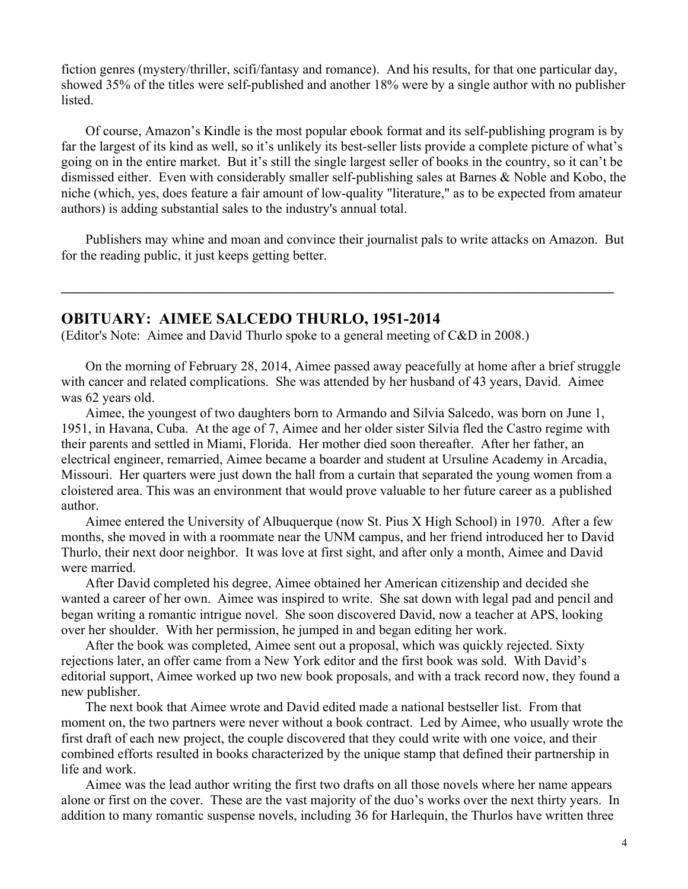fiction genres (mystery/thriller, scifi/fantasy and romance). And his results, for that one particular day, showed 35% of the titles were self-published and another 18% were by a single author with no publisher listed.

Of course, Amazon's Kindle is the most popular ebook format and its self-publishing program is by far the largest of its kind as well, so it's unlikely its best-seller lists provide a complete picture of what's going on in the entire market. But it's still the single largest seller of books in the country, so it can't be dismissed either. Even with considerably smaller self-publishing sales at Barnes & Noble and Kobo, the niche (which, yes, does feature a fair amount of low-quality "literature," as to be expected from amateur authors) is adding substantial sales to the industry's annual total.

Publishers may whine and moan and convince their journalist pals to write attacks on Amazon. But for the reading public, it just keeps getting better.

---

## OBITUARY: AIMEE SALCEDO THURLO, 1951-2014

(Editor's Note: Aimee and David Thurlo spoke to a general meeting of C&D in 2008.)

On the morning of February 28, 2014, Aimee passed away peacefully at home after a brief struggle with cancer and related complications. She was attended by her husband of 43 years, David. Aimee was 62 years old.

Aimee, the youngest of two daughters born to Armando and Silvia Salcedo, was born on June 1, 1951, in Havana, Cuba. At the age of 7, Aimee and her older sister Silvia fled the Castro regime with their parents and settled in Miami, Florida. Her mother died soon thereafter. After her father, an electrical engineer, remarried, Aimee became a boarder and student at Ursuline Academy in Arcadia, Missouri. Her quarters were just down the hall from a curtain that separated the young women from a cloistered area. This was an environment that would prove valuable to her future career as a published author.

Aimee entered the University of Albuquerque (now St. Pius X High School) in 1970. After a few months, she moved in with a roommate near the UNM campus, and her friend introduced her to David Thurlo, their next door neighbor. It was love at first sight, and after only a month, Aimee and David were married.

After David completed his degree, Aimee obtained her American citizenship and decided she wanted a career of her own. Aimee was inspired to write. She sat down with legal pad and pencil and began writing a romantic intrigue novel. She soon discovered David, now a teacher at APS, looking over her shoulder. With her permission, he jumped in and began editing her work.

After the book was completed, Aimee sent out a proposal, which was quickly rejected. Sixty rejections later, an offer came from a New York editor and the first book was sold. With David's editorial support, Aimee worked up two new book proposals, and with a track record now, they found a new publisher.

The next book that Aimee wrote and David edited made a national bestseller list. From that moment on, the two partners were never without a book contract. Led by Aimee, who usually wrote the first draft of each new project, the couple discovered that they could write with one voice, and their combined efforts resulted in books characterized by the unique stamp that defined their partnership in life and work.

Aimee was the lead author writing the first two drafts on all those novels where her name appears alone or first on the cover. These are the vast majority of the duo's works over the next thirty years. In addition to many romantic suspense novels, including 36 for Harlequin, the Thurlos have written three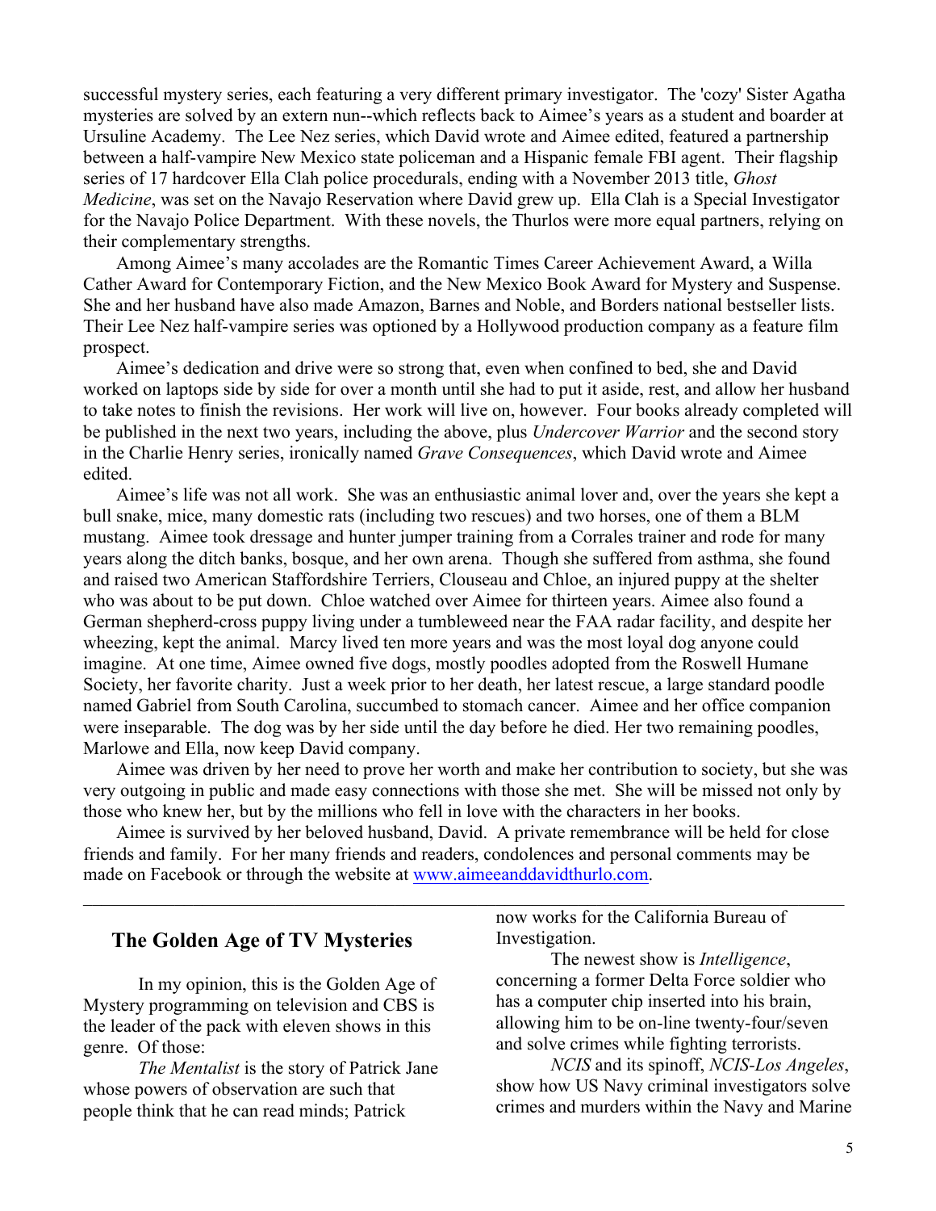successful mystery series, each featuring a very different primary investigator. The 'cozy' Sister Agatha mysteries are solved by an extern nun--which reflects back to Aimee's years as a student and boarder at Ursuline Academy. The Lee Nez series, which David wrote and Aimee edited, featured a partnership between a half-vampire New Mexico state policeman and a Hispanic female FBI agent. Their flagship series of 17 hardcover Ella Clah police procedurals, ending with a November 2013 title, *Ghost Medicine*, was set on the Navajo Reservation where David grew up. Ella Clah is a Special Investigator for the Navajo Police Department. With these novels, the Thurlos were more equal partners, relying on their complementary strengths.

Among Aimee's many accolades are the Romantic Times Career Achievement Award, a Willa Cather Award for Contemporary Fiction, and the New Mexico Book Award for Mystery and Suspense. She and her husband have also made Amazon, Barnes and Noble, and Borders national bestseller lists. Their Lee Nez half-vampire series was optioned by a Hollywood production company as a feature film prospect.

Aimee's dedication and drive were so strong that, even when confined to bed, she and David worked on laptops side by side for over a month until she had to put it aside, rest, and allow her husband to take notes to finish the revisions. Her work will live on, however. Four books already completed will be published in the next two years, including the above, plus *Undercover Warrior* and the second story in the Charlie Henry series, ironically named *Grave Consequences*, which David wrote and Aimee edited.

Aimee's life was not all work. She was an enthusiastic animal lover and, over the years she kept a bull snake, mice, many domestic rats (including two rescues) and two horses, one of them a BLM mustang. Aimee took dressage and hunter jumper training from a Corrales trainer and rode for many years along the ditch banks, bosque, and her own arena. Though she suffered from asthma, she found and raised two American Staffordshire Terriers, Clouseau and Chloe, an injured puppy at the shelter who was about to be put down. Chloe watched over Aimee for thirteen years. Aimee also found a German shepherd-cross puppy living under a tumbleweed near the FAA radar facility, and despite her wheezing, kept the animal. Marcy lived ten more years and was the most loyal dog anyone could imagine. At one time, Aimee owned five dogs, mostly poodles adopted from the Roswell Humane Society, her favorite charity. Just a week prior to her death, her latest rescue, a large standard poodle named Gabriel from South Carolina, succumbed to stomach cancer. Aimee and her office companion were inseparable. The dog was by her side until the day before he died. Her two remaining poodles, Marlowe and Ella, now keep David company.

Aimee was driven by her need to prove her worth and make her contribution to society, but she was very outgoing in public and made easy connections with those she met. She will be missed not only by those who knew her, but by the millions who fell in love with the characters in her books.

Aimee is survived by her beloved husband, David. A private remembrance will be held for close friends and family. For her many friends and readers, condolences and personal comments may be made on Facebook or through the website at www.aimeeanddavidthurlo.com.

---

## The Golden Age of TV Mysteries

In my opinion, this is the Golden Age of Mystery programming on television and CBS is the leader of the pack with eleven shows in this genre. Of those:

*The Mentalist* is the story of Patrick Jane whose powers of observation are such that people think that he can read minds; Patrick now works for the California Bureau of Investigation.

The newest show is *Intelligence*, concerning a former Delta Force soldier who has a computer chip inserted into his brain, allowing him to be on-line twenty-four/seven and solve crimes while fighting terrorists.

*NCIS* and its spinoff, *NCIS-Los Angeles*, show how US Navy criminal investigators solve crimes and murders within the Navy and Marine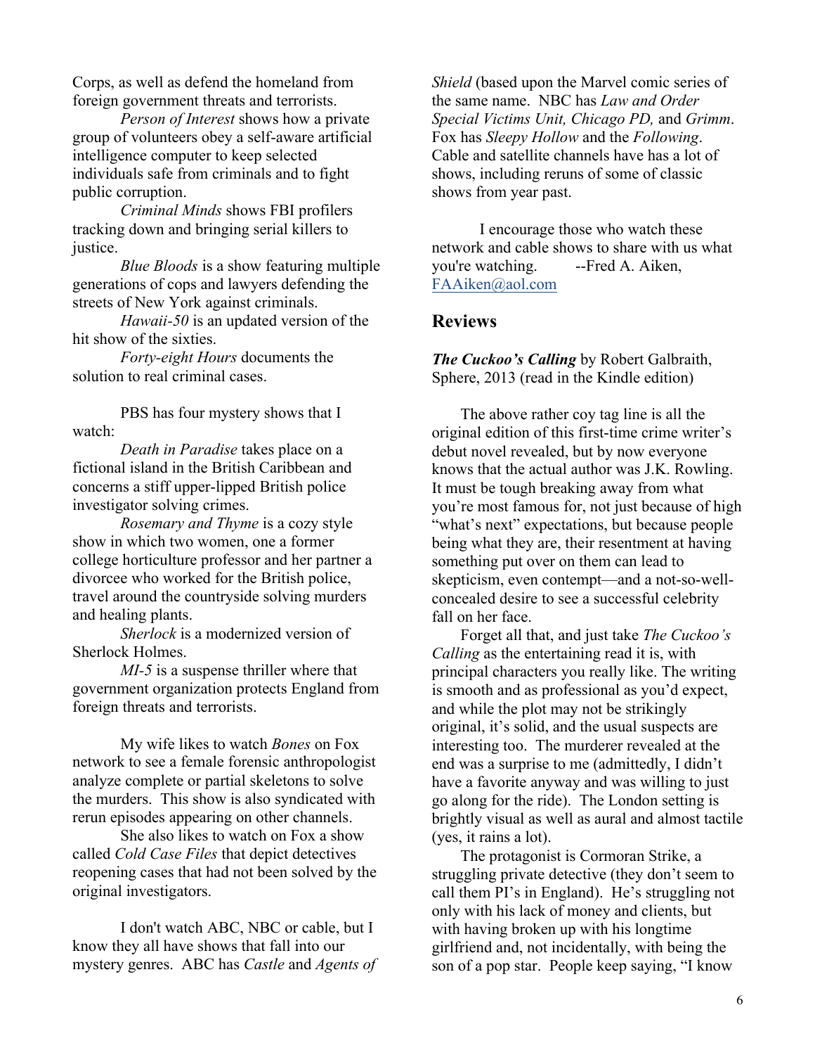Corps, as well as defend the homeland from foreign government threats and terrorists.

*Person of Interest* shows how a private group of volunteers obey a self-aware artificial intelligence computer to keep selected individuals safe from criminals and to fight public corruption.

*Criminal Minds* shows FBI profilers tracking down and bringing serial killers to justice.

*Blue Bloods* is a show featuring multiple generations of cops and lawyers defending the streets of New York against criminals.

*Hawaii-50* is an updated version of the hit show of the sixties.

*Forty-eight Hours* documents the solution to real criminal cases.

PBS has four mystery shows that I watch:

*Death in Paradise* takes place on a fictional island in the British Caribbean and concerns a stiff upper-lipped British police investigator solving crimes.

*Rosemary and Thyme* is a cozy style show in which two women, one a former college horticulture professor and her partner a divorcee who worked for the British police, travel around the countryside solving murders and healing plants.

*Sherlock* is a modernized version of Sherlock Holmes.

*MI-5* is a suspense thriller where that government organization protects England from foreign threats and terrorists.

My wife likes to watch *Bones* on Fox network to see a female forensic anthropologist analyze complete or partial skeletons to solve the murders. This show is also syndicated with rerun episodes appearing on other channels.

She also likes to watch on Fox a show called *Cold Case Files* that depict detectives reopening cases that had not been solved by the original investigators.

I don't watch ABC, NBC or cable, but I know they all have shows that fall into our mystery genres. ABC has *Castle* and *Agents of Shield* (based upon the Marvel comic series of the same name. NBC has *Law and Order Special Victims Unit, Chicago PD,* and *Grimm*. Fox has *Sleepy Hollow* and the *Following*. Cable and satellite channels have has a lot of shows, including reruns of some of classic shows from year past.

I encourage those who watch these network and cable shows to share with us what you're watching. --Fred A. Aiken, FAAiken@aol.com

## Reviews

***The Cuckoo's Calling*** by Robert Galbraith, Sphere, 2013 (read in the Kindle edition)

The above rather coy tag line is all the original edition of this first-time crime writer's debut novel revealed, but by now everyone knows that the actual author was J.K. Rowling. It must be tough breaking away from what you're most famous for, not just because of high "what's next" expectations, but because people being what they are, their resentment at having something put over on them can lead to skepticism, even contempt—and a not-so-well-concealed desire to see a successful celebrity fall on her face.

Forget all that, and just take *The Cuckoo's Calling* as the entertaining read it is, with principal characters you really like. The writing is smooth and as professional as you'd expect, and while the plot may not be strikingly original, it's solid, and the usual suspects are interesting too. The murderer revealed at the end was a surprise to me (admittedly, I didn't have a favorite anyway and was willing to just go along for the ride). The London setting is brightly visual as well as aural and almost tactile (yes, it rains a lot).

The protagonist is Cormoran Strike, a struggling private detective (they don't seem to call them PI's in England). He's struggling not only with his lack of money and clients, but with having broken up with his longtime girlfriend and, not incidentally, with being the son of a pop star. People keep saying, "I know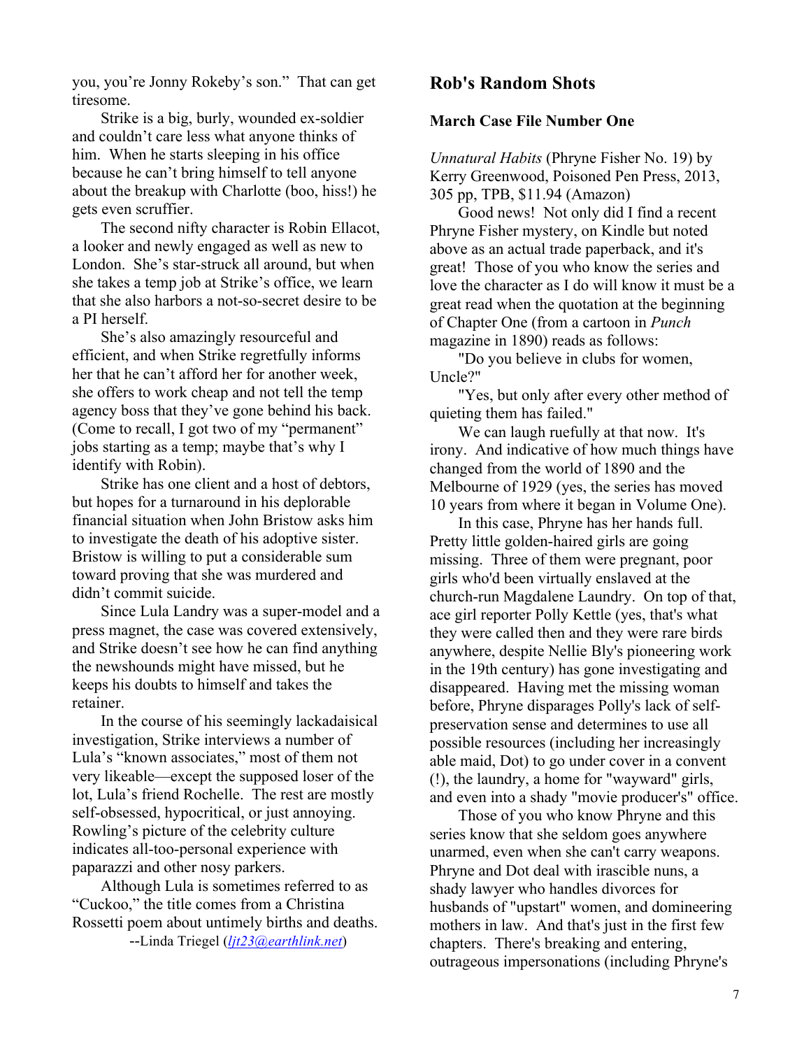you, you're Jonny Rokeby's son." That can get tiresome.

Strike is a big, burly, wounded ex-soldier and couldn't care less what anyone thinks of him. When he starts sleeping in his office because he can't bring himself to tell anyone about the breakup with Charlotte (boo, hiss!) he gets even scruffier.

The second nifty character is Robin Ellacot, a looker and newly engaged as well as new to London. She's star-struck all around, but when she takes a temp job at Strike's office, we learn that she also harbors a not-so-secret desire to be a PI herself.

She's also amazingly resourceful and efficient, and when Strike regretfully informs her that he can't afford her for another week, she offers to work cheap and not tell the temp agency boss that they've gone behind his back. (Come to recall, I got two of my "permanent" jobs starting as a temp; maybe that's why I identify with Robin).

Strike has one client and a host of debtors, but hopes for a turnaround in his deplorable financial situation when John Bristow asks him to investigate the death of his adoptive sister. Bristow is willing to put a considerable sum toward proving that she was murdered and didn't commit suicide.

Since Lula Landry was a super-model and a press magnet, the case was covered extensively, and Strike doesn't see how he can find anything the newshounds might have missed, but he keeps his doubts to himself and takes the retainer.

In the course of his seemingly lackadaisical investigation, Strike interviews a number of Lula's "known associates," most of them not very likeable—except the supposed loser of the lot, Lula's friend Rochelle. The rest are mostly self-obsessed, hypocritical, or just annoying. Rowling's picture of the celebrity culture indicates all-too-personal experience with paparazzi and other nosy parkers.

Although Lula is sometimes referred to as "Cuckoo," the title comes from a Christina Rossetti poem about untimely births and deaths.

--Linda Triegel (ljt23@earthlink.net)

## Rob's Random Shots

### March Case File Number One

*Unnatural Habits* (Phryne Fisher No. 19) by Kerry Greenwood, Poisoned Pen Press, 2013, 305 pp, TPB, $11.94 (Amazon)

Good news! Not only did I find a recent Phryne Fisher mystery, on Kindle but noted above as an actual trade paperback, and it's great! Those of you who know the series and love the character as I do will know it must be a great read when the quotation at the beginning of Chapter One (from a cartoon in *Punch* magazine in 1890) reads as follows:

"Do you believe in clubs for women, Uncle?"

"Yes, but only after every other method of quieting them has failed."

We can laugh ruefully at that now. It's irony. And indicative of how much things have changed from the world of 1890 and the Melbourne of 1929 (yes, the series has moved 10 years from where it began in Volume One).

In this case, Phryne has her hands full. Pretty little golden-haired girls are going missing. Three of them were pregnant, poor girls who'd been virtually enslaved at the church-run Magdalene Laundry. On top of that, ace girl reporter Polly Kettle (yes, that's what they were called then and they were rare birds anywhere, despite Nellie Bly's pioneering work in the 19th century) has gone investigating and disappeared. Having met the missing woman before, Phryne disparages Polly's lack of self-preservation sense and determines to use all possible resources (including her increasingly able maid, Dot) to go under cover in a convent (!), the laundry, a home for "wayward" girls, and even into a shady "movie producer's" office.

Those of you who know Phryne and this series know that she seldom goes anywhere unarmed, even when she can't carry weapons. Phryne and Dot deal with irascible nuns, a shady lawyer who handles divorces for husbands of "upstart" women, and domineering mothers in law. And that's just in the first few chapters. There's breaking and entering, outrageous impersonations (including Phryne's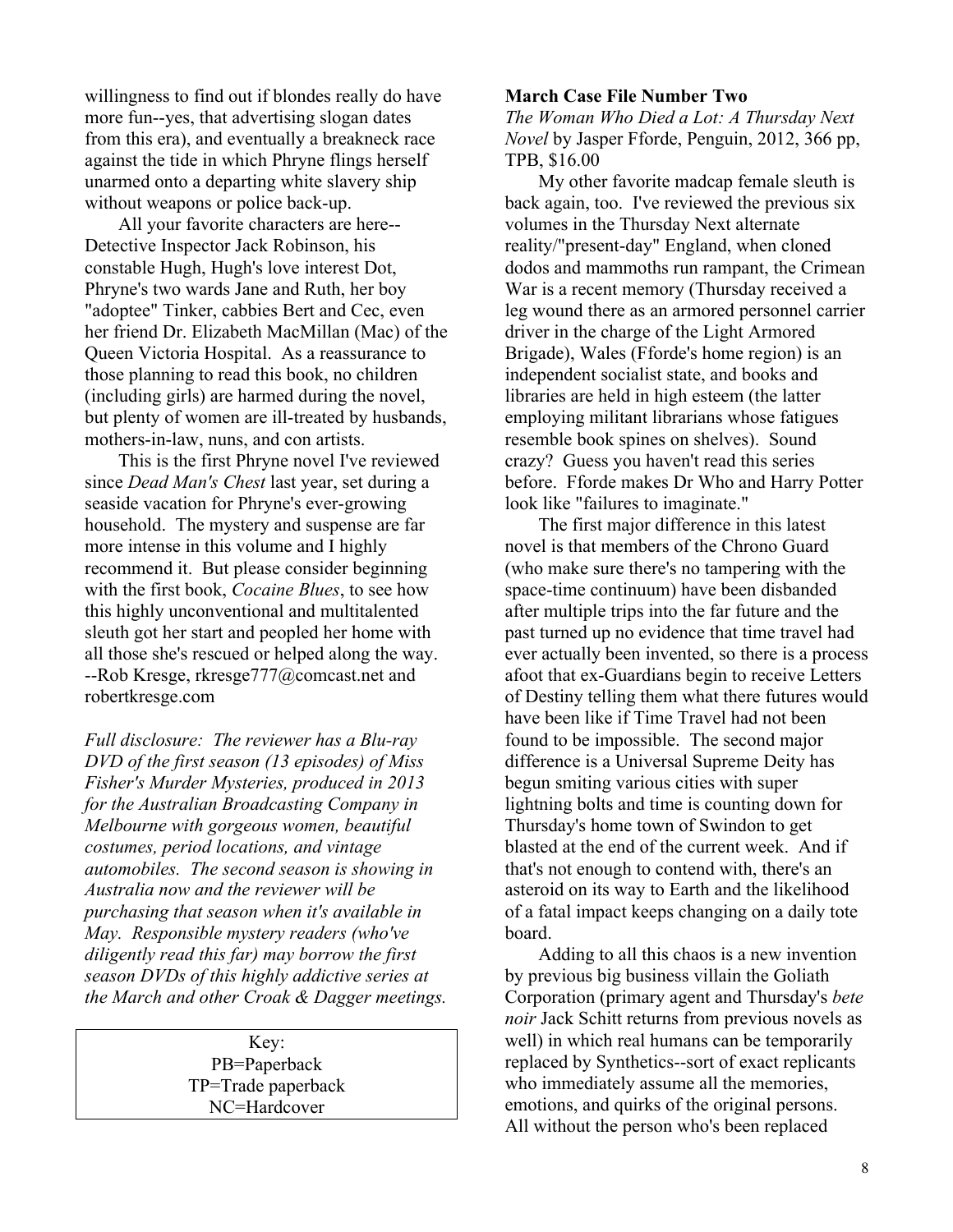willingness to find out if blondes really do have more fun--yes, that advertising slogan dates from this era), and eventually a breakneck race against the tide in which Phryne flings herself unarmed onto a departing white slavery ship without weapons or police back-up.

All your favorite characters are here--Detective Inspector Jack Robinson, his constable Hugh, Hugh's love interest Dot, Phryne's two wards Jane and Ruth, her boy "adoptee" Tinker, cabbies Bert and Cec, even her friend Dr. Elizabeth MacMillan (Mac) of the Queen Victoria Hospital. As a reassurance to those planning to read this book, no children (including girls) are harmed during the novel, but plenty of women are ill-treated by husbands, mothers-in-law, nuns, and con artists.

This is the first Phryne novel I've reviewed since *Dead Man's Chest* last year, set during a seaside vacation for Phryne's ever-growing household. The mystery and suspense are far more intense in this volume and I highly recommend it. But please consider beginning with the first book, *Cocaine Blues*, to see how this highly unconventional and multitalented sleuth got her start and peopled her home with all those she's rescued or helped along the way. --Rob Kresge, rkresge777@comcast.net and robertkresge.com

*Full disclosure: The reviewer has a Blu-ray DVD of the first season (13 episodes) of Miss Fisher's Murder Mysteries, produced in 2013 for the Australian Broadcasting Company in Melbourne with gorgeous women, beautiful costumes, period locations, and vintage automobiles. The second season is showing in Australia now and the reviewer will be purchasing that season when it's available in May. Responsible mystery readers (who've diligently read this far) may borrow the first season DVDs of this highly addictive series at the March and other Croak & Dagger meetings.*

| Key: |
|---|
| PB=Paperback |
| TP=Trade paperback |
| NC=Hardcover |

**March Case File Number Two**

*The Woman Who Died a Lot: A Thursday Next Novel* by Jasper Fforde, Penguin, 2012, 366 pp, TPB, $16.00

My other favorite madcap female sleuth is back again, too. I've reviewed the previous six volumes in the Thursday Next alternate reality/"present-day" England, when cloned dodos and mammoths run rampant, the Crimean War is a recent memory (Thursday received a leg wound there as an armored personnel carrier driver in the charge of the Light Armored Brigade), Wales (Fforde's home region) is an independent socialist state, and books and libraries are held in high esteem (the latter employing militant librarians whose fatigues resemble book spines on shelves). Sound crazy? Guess you haven't read this series before. Fforde makes Dr Who and Harry Potter look like "failures to imaginate."

The first major difference in this latest novel is that members of the Chrono Guard (who make sure there's no tampering with the space-time continuum) have been disbanded after multiple trips into the far future and the past turned up no evidence that time travel had ever actually been invented, so there is a process afoot that ex-Guardians begin to receive Letters of Destiny telling them what there futures would have been like if Time Travel had not been found to be impossible. The second major difference is a Universal Supreme Deity has begun smiting various cities with super lightning bolts and time is counting down for Thursday's home town of Swindon to get blasted at the end of the current week. And if that's not enough to contend with, there's an asteroid on its way to Earth and the likelihood of a fatal impact keeps changing on a daily tote board.

Adding to all this chaos is a new invention by previous big business villain the Goliath Corporation (primary agent and Thursday's *bete noir* Jack Schitt returns from previous novels as well) in which real humans can be temporarily replaced by Synthetics--sort of exact replicants who immediately assume all the memories, emotions, and quirks of the original persons. All without the person who's been replaced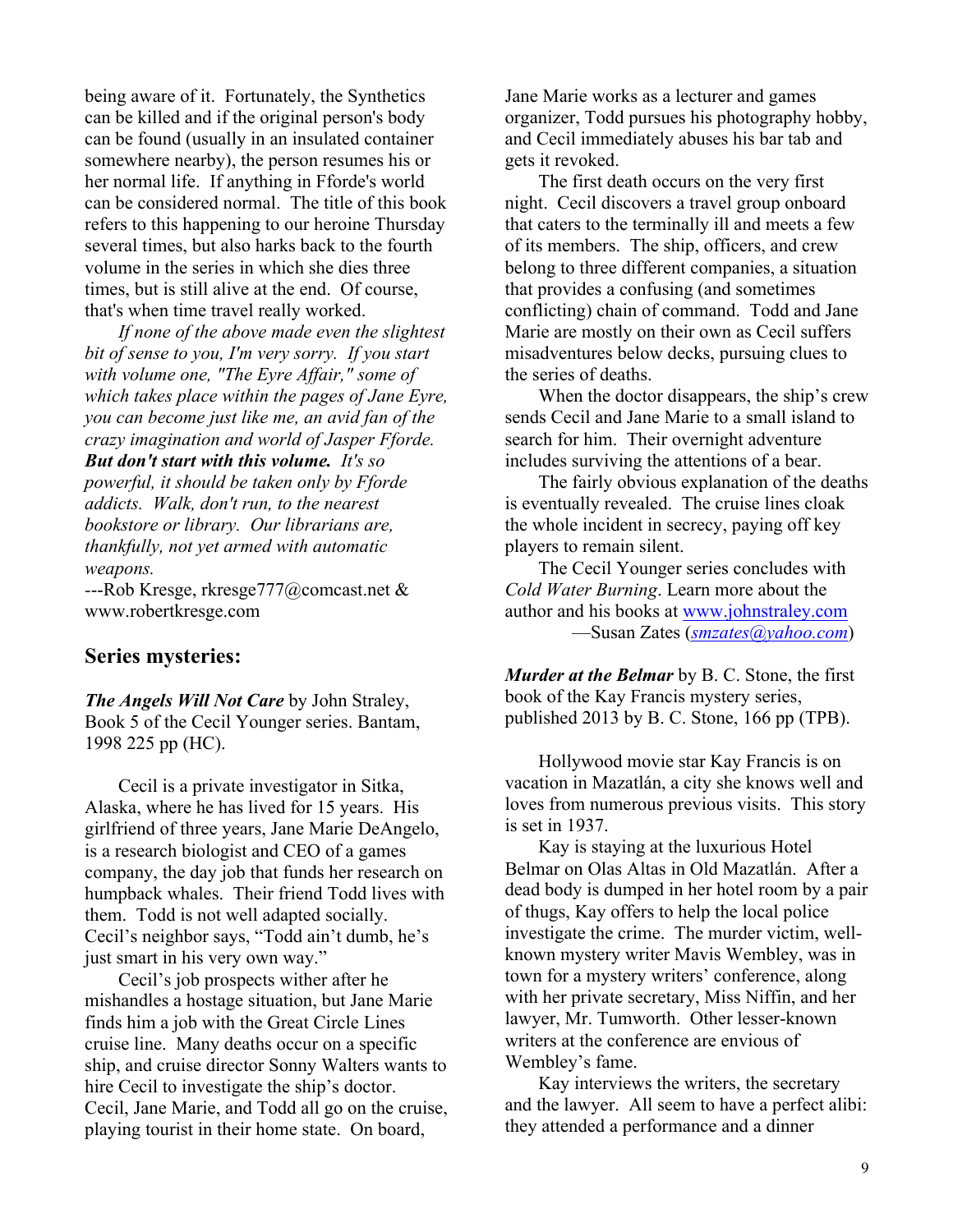being aware of it. Fortunately, the Synthetics can be killed and if the original person's body can be found (usually in an insulated container somewhere nearby), the person resumes his or her normal life. If anything in Fforde's world can be considered normal. The title of this book refers to this happening to our heroine Thursday several times, but also harks back to the fourth volume in the series in which she dies three times, but is still alive at the end. Of course, that's when time travel really worked.

*If none of the above made even the slightest bit of sense to you, I'm very sorry. If you start with volume one, "The Eyre Affair," some of which takes place within the pages of Jane Eyre, you can become just like me, an avid fan of the crazy imagination and world of Jasper Fforde.* ***But don't start with this volume.*** *It's so powerful, it should be taken only by Fforde addicts. Walk, don't run, to the nearest bookstore or library. Our librarians are, thankfully, not yet armed with automatic weapons.*

---Rob Kresge, rkresge777@comcast.net & www.robertkresge.com

## Series mysteries:

***The Angels Will Not Care*** by John Straley, Book 5 of the Cecil Younger series. Bantam, 1998 225 pp (HC).

Cecil is a private investigator in Sitka, Alaska, where he has lived for 15 years. His girlfriend of three years, Jane Marie DeAngelo, is a research biologist and CEO of a games company, the day job that funds her research on humpback whales. Their friend Todd lives with them. Todd is not well adapted socially. Cecil's neighbor says, "Todd ain't dumb, he's just smart in his very own way."

Cecil's job prospects wither after he mishandles a hostage situation, but Jane Marie finds him a job with the Great Circle Lines cruise line. Many deaths occur on a specific ship, and cruise director Sonny Walters wants to hire Cecil to investigate the ship's doctor. Cecil, Jane Marie, and Todd all go on the cruise, playing tourist in their home state. On board, Jane Marie works as a lecturer and games organizer, Todd pursues his photography hobby, and Cecil immediately abuses his bar tab and gets it revoked.

The first death occurs on the very first night. Cecil discovers a travel group onboard that caters to the terminally ill and meets a few of its members. The ship, officers, and crew belong to three different companies, a situation that provides a confusing (and sometimes conflicting) chain of command. Todd and Jane Marie are mostly on their own as Cecil suffers misadventures below decks, pursuing clues to the series of deaths.

When the doctor disappears, the ship's crew sends Cecil and Jane Marie to a small island to search for him. Their overnight adventure includes surviving the attentions of a bear.

The fairly obvious explanation of the deaths is eventually revealed. The cruise lines cloak the whole incident in secrecy, paying off key players to remain silent.

The Cecil Younger series concludes with *Cold Water Burning*. Learn more about the author and his books at www.johnstraley.com

—Susan Zates (*smzates@yahoo.com*)

***Murder at the Belmar*** by B. C. Stone, the first book of the Kay Francis mystery series, published 2013 by B. C. Stone, 166 pp (TPB).

Hollywood movie star Kay Francis is on vacation in Mazatlán, a city she knows well and loves from numerous previous visits. This story is set in 1937.

Kay is staying at the luxurious Hotel Belmar on Olas Altas in Old Mazatlán. After a dead body is dumped in her hotel room by a pair of thugs, Kay offers to help the local police investigate the crime. The murder victim, well-known mystery writer Mavis Wembley, was in town for a mystery writers' conference, along with her private secretary, Miss Niffin, and her lawyer, Mr. Tumworth. Other lesser-known writers at the conference are envious of Wembley's fame.

Kay interviews the writers, the secretary and the lawyer. All seem to have a perfect alibi: they attended a performance and a dinner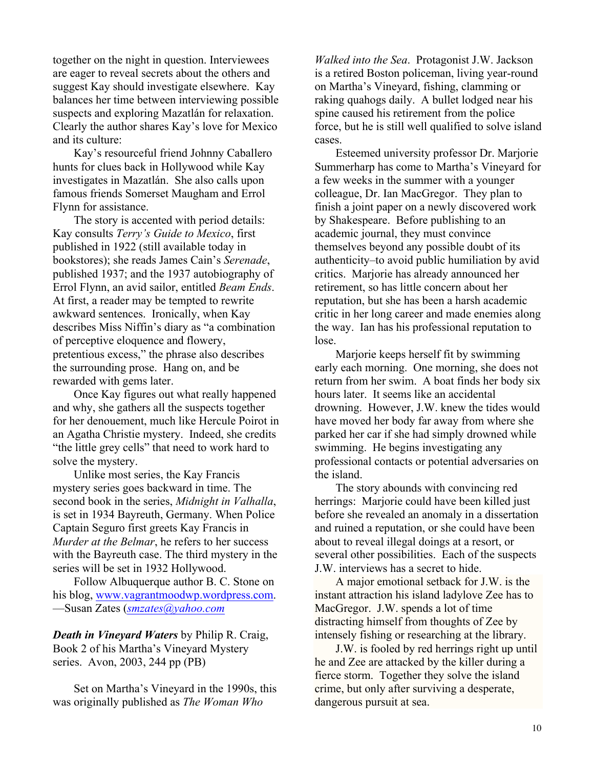together on the night in question. Interviewees are eager to reveal secrets about the others and suggest Kay should investigate elsewhere. Kay balances her time between interviewing possible suspects and exploring Mazatlán for relaxation. Clearly the author shares Kay's love for Mexico and its culture:

Kay's resourceful friend Johnny Caballero hunts for clues back in Hollywood while Kay investigates in Mazatlán. She also calls upon famous friends Somerset Maugham and Errol Flynn for assistance.

The story is accented with period details: Kay consults *Terry's Guide to Mexico*, first published in 1922 (still available today in bookstores); she reads James Cain's *Serenade*, published 1937; and the 1937 autobiography of Errol Flynn, an avid sailor, entitled *Beam Ends*. At first, a reader may be tempted to rewrite awkward sentences. Ironically, when Kay describes Miss Niffin's diary as "a combination of perceptive eloquence and flowery, pretentious excess," the phrase also describes the surrounding prose. Hang on, and be rewarded with gems later.

Once Kay figures out what really happened and why, she gathers all the suspects together for her denouement, much like Hercule Poirot in an Agatha Christie mystery. Indeed, she credits "the little grey cells" that need to work hard to solve the mystery.

Unlike most series, the Kay Francis mystery series goes backward in time. The second book in the series, *Midnight in Valhalla*, is set in 1934 Bayreuth, Germany. When Police Captain Seguro first greets Kay Francis in *Murder at the Belmar*, he refers to her success with the Bayreuth case. The third mystery in the series will be set in 1932 Hollywood.

Follow Albuquerque author B. C. Stone on his blog, www.vagrantmoodwp.wordpress.com.
—Susan Zates (*smzates@yahoo.com*

***Death in Vineyard Waters*** by Philip R. Craig, Book 2 of his Martha's Vineyard Mystery series. Avon, 2003, 244 pp (PB)

Set on Martha's Vineyard in the 1990s, this was originally published as *The Woman Who Walked into the Sea*. Protagonist J.W. Jackson is a retired Boston policeman, living year-round on Martha's Vineyard, fishing, clamming or raking quahogs daily. A bullet lodged near his spine caused his retirement from the police force, but he is still well qualified to solve island cases.

Esteemed university professor Dr. Marjorie Summerharp has come to Martha's Vineyard for a few weeks in the summer with a younger colleague, Dr. Ian MacGregor. They plan to finish a joint paper on a newly discovered work by Shakespeare. Before publishing to an academic journal, they must convince themselves beyond any possible doubt of its authenticity–to avoid public humiliation by avid critics. Marjorie has already announced her retirement, so has little concern about her reputation, but she has been a harsh academic critic in her long career and made enemies along the way. Ian has his professional reputation to lose.

Marjorie keeps herself fit by swimming early each morning. One morning, she does not return from her swim. A boat finds her body six hours later. It seems like an accidental drowning. However, J.W. knew the tides would have moved her body far away from where she parked her car if she had simply drowned while swimming. He begins investigating any professional contacts or potential adversaries on the island.

The story abounds with convincing red herrings: Marjorie could have been killed just before she revealed an anomaly in a dissertation and ruined a reputation, or she could have been about to reveal illegal doings at a resort, or several other possibilities. Each of the suspects J.W. interviews has a secret to hide.

A major emotional setback for J.W. is the instant attraction his island ladylove Zee has to MacGregor. J.W. spends a lot of time distracting himself from thoughts of Zee by intensely fishing or researching at the library.

J.W. is fooled by red herrings right up until he and Zee are attacked by the killer during a fierce storm. Together they solve the island crime, but only after surviving a desperate, dangerous pursuit at sea.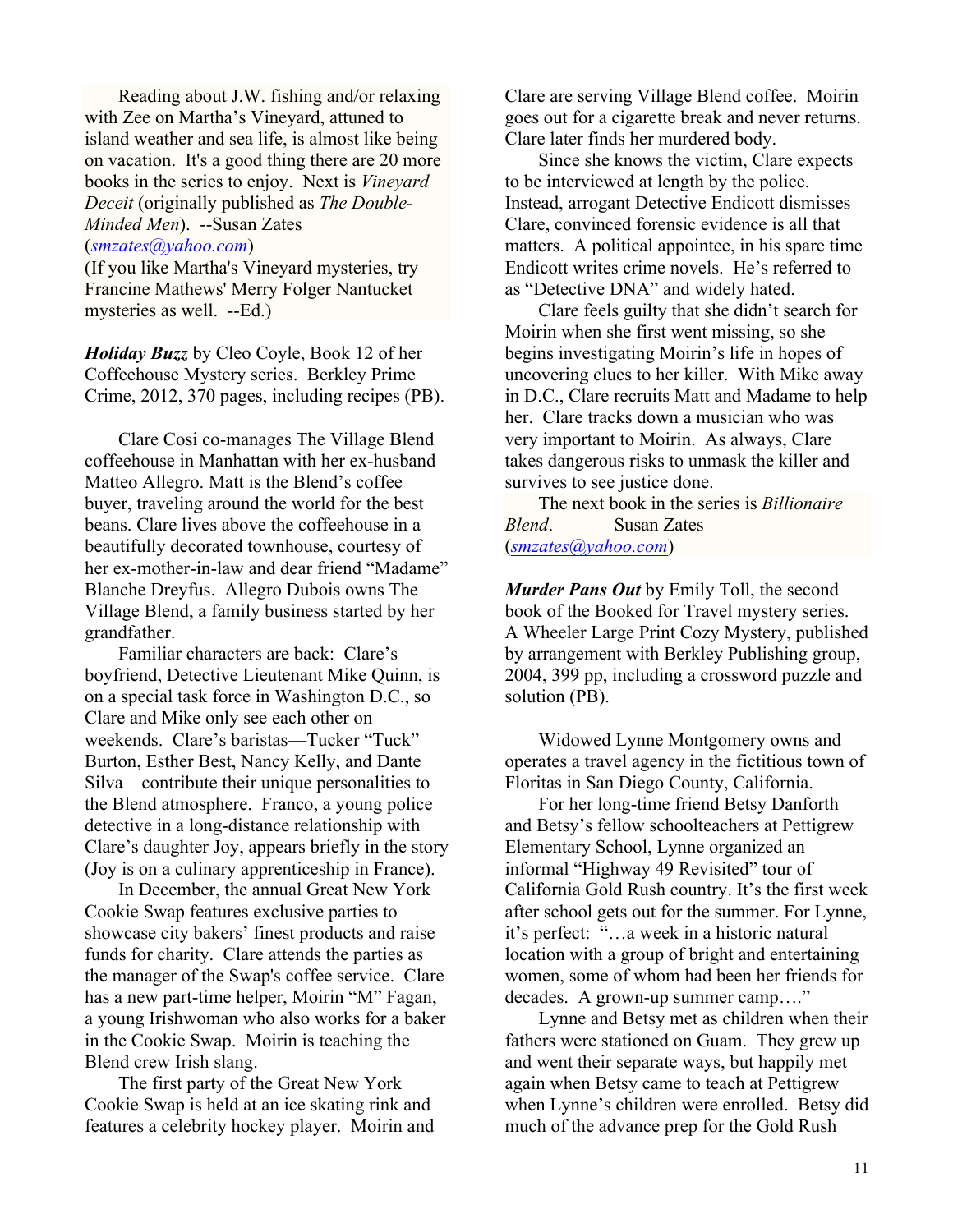Reading about J.W. fishing and/or relaxing with Zee on Martha's Vineyard, attuned to island weather and sea life, is almost like being on vacation. It's a good thing there are 20 more books in the series to enjoy. Next is *Vineyard Deceit* (originally published as *The Double-Minded Men*). --Susan Zates (smzates@yahoo.com)
(If you like Martha's Vineyard mysteries, try Francine Mathews' Merry Folger Nantucket mysteries as well. --Ed.)

***Holiday Buzz*** by Cleo Coyle, Book 12 of her Coffeehouse Mystery series. Berkley Prime Crime, 2012, 370 pages, including recipes (PB).

Clare Cosi co-manages The Village Blend coffeehouse in Manhattan with her ex-husband Matteo Allegro. Matt is the Blend's coffee buyer, traveling around the world for the best beans. Clare lives above the coffeehouse in a beautifully decorated townhouse, courtesy of her ex-mother-in-law and dear friend "Madame" Blanche Dreyfus. Allegro Dubois owns The Village Blend, a family business started by her grandfather.

Familiar characters are back: Clare's boyfriend, Detective Lieutenant Mike Quinn, is on a special task force in Washington D.C., so Clare and Mike only see each other on weekends. Clare's baristas—Tucker "Tuck" Burton, Esther Best, Nancy Kelly, and Dante Silva—contribute their unique personalities to the Blend atmosphere. Franco, a young police detective in a long-distance relationship with Clare's daughter Joy, appears briefly in the story (Joy is on a culinary apprenticeship in France).

In December, the annual Great New York Cookie Swap features exclusive parties to showcase city bakers' finest products and raise funds for charity. Clare attends the parties as the manager of the Swap's coffee service. Clare has a new part-time helper, Moirin "M" Fagan, a young Irishwoman who also works for a baker in the Cookie Swap. Moirin is teaching the Blend crew Irish slang.

The first party of the Great New York Cookie Swap is held at an ice skating rink and features a celebrity hockey player. Moirin and Clare are serving Village Blend coffee. Moirin goes out for a cigarette break and never returns. Clare later finds her murdered body.

Since she knows the victim, Clare expects to be interviewed at length by the police. Instead, arrogant Detective Endicott dismisses Clare, convinced forensic evidence is all that matters. A political appointee, in his spare time Endicott writes crime novels. He's referred to as "Detective DNA" and widely hated.

Clare feels guilty that she didn't search for Moirin when she first went missing, so she begins investigating Moirin's life in hopes of uncovering clues to her killer. With Mike away in D.C., Clare recruits Matt and Madame to help her. Clare tracks down a musician who was very important to Moirin. As always, Clare takes dangerous risks to unmask the killer and survives to see justice done.

The next book in the series is *Billionaire Blend*. —Susan Zates (smzates@yahoo.com)

***Murder Pans Out*** by Emily Toll, the second book of the Booked for Travel mystery series. A Wheeler Large Print Cozy Mystery, published by arrangement with Berkley Publishing group, 2004, 399 pp, including a crossword puzzle and solution (PB).

Widowed Lynne Montgomery owns and operates a travel agency in the fictitious town of Floritas in San Diego County, California.

For her long-time friend Betsy Danforth and Betsy's fellow schoolteachers at Pettigrew Elementary School, Lynne organized an informal "Highway 49 Revisited" tour of California Gold Rush country. It's the first week after school gets out for the summer. For Lynne, it's perfect: "…a week in a historic natural location with a group of bright and entertaining women, some of whom had been her friends for decades. A grown-up summer camp…."

Lynne and Betsy met as children when their fathers were stationed on Guam. They grew up and went their separate ways, but happily met again when Betsy came to teach at Pettigrew when Lynne's children were enrolled. Betsy did much of the advance prep for the Gold Rush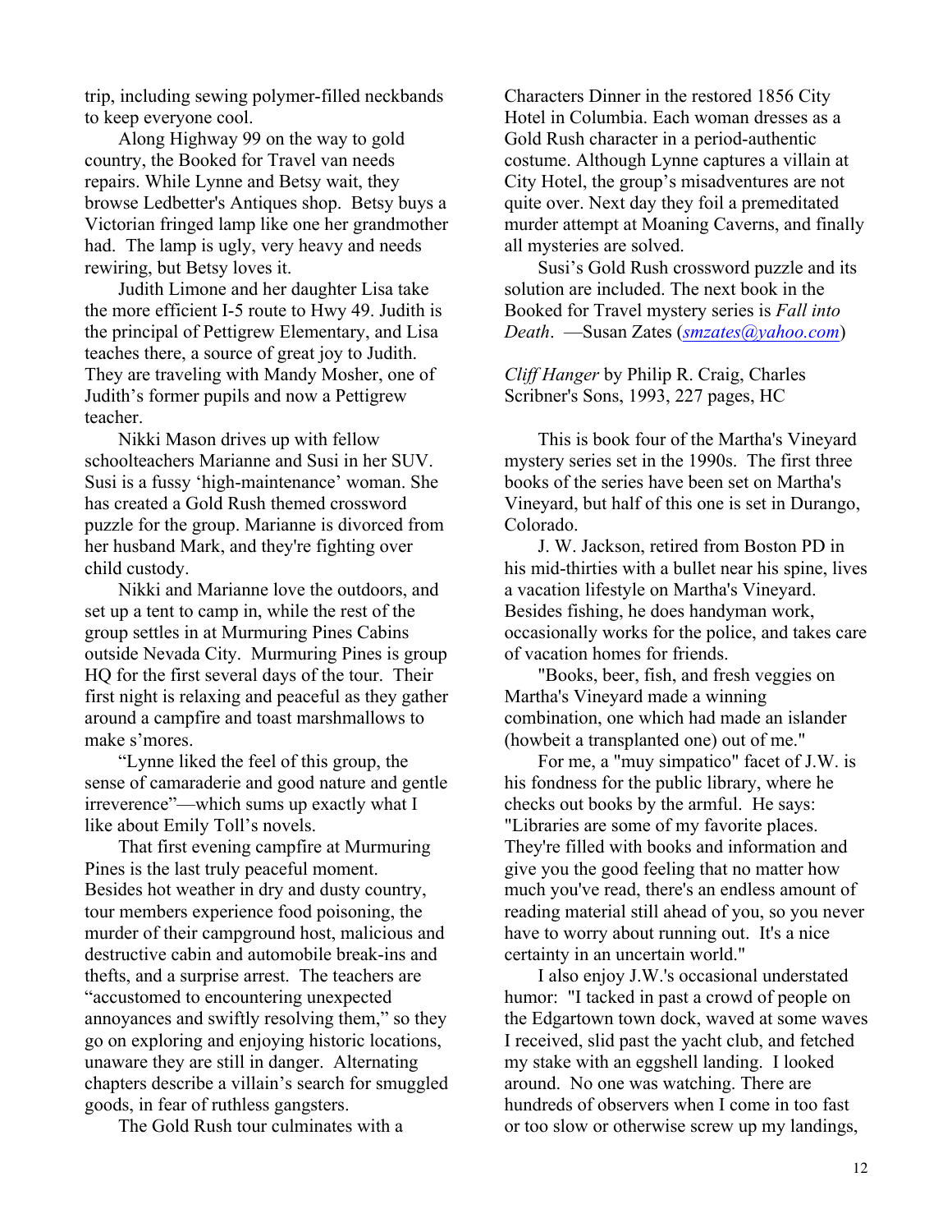trip, including sewing polymer-filled neckbands to keep everyone cool.

Along Highway 99 on the way to gold country, the Booked for Travel van needs repairs. While Lynne and Betsy wait, they browse Ledbetter's Antiques shop. Betsy buys a Victorian fringed lamp like one her grandmother had. The lamp is ugly, very heavy and needs rewiring, but Betsy loves it.

Judith Limone and her daughter Lisa take the more efficient I-5 route to Hwy 49. Judith is the principal of Pettigrew Elementary, and Lisa teaches there, a source of great joy to Judith. They are traveling with Mandy Mosher, one of Judith's former pupils and now a Pettigrew teacher.

Nikki Mason drives up with fellow schoolteachers Marianne and Susi in her SUV. Susi is a fussy 'high-maintenance' woman. She has created a Gold Rush themed crossword puzzle for the group. Marianne is divorced from her husband Mark, and they're fighting over child custody.

Nikki and Marianne love the outdoors, and set up a tent to camp in, while the rest of the group settles in at Murmuring Pines Cabins outside Nevada City. Murmuring Pines is group HQ for the first several days of the tour. Their first night is relaxing and peaceful as they gather around a campfire and toast marshmallows to make s'mores.

"Lynne liked the feel of this group, the sense of camaraderie and good nature and gentle irreverence"—which sums up exactly what I like about Emily Toll's novels.

That first evening campfire at Murmuring Pines is the last truly peaceful moment. Besides hot weather in dry and dusty country, tour members experience food poisoning, the murder of their campground host, malicious and destructive cabin and automobile break-ins and thefts, and a surprise arrest. The teachers are "accustomed to encountering unexpected annoyances and swiftly resolving them," so they go on exploring and enjoying historic locations, unaware they are still in danger. Alternating chapters describe a villain's search for smuggled goods, in fear of ruthless gangsters.

The Gold Rush tour culminates with a Characters Dinner in the restored 1856 City Hotel in Columbia. Each woman dresses as a Gold Rush character in a period-authentic costume. Although Lynne captures a villain at City Hotel, the group's misadventures are not quite over. Next day they foil a premeditated murder attempt at Moaning Caverns, and finally all mysteries are solved.

Susi's Gold Rush crossword puzzle and its solution are included. The next book in the Booked for Travel mystery series is *Fall into Death*. —Susan Zates (*smzates@yahoo.com*)

*Cliff Hanger* by Philip R. Craig, Charles Scribner's Sons, 1993, 227 pages, HC

This is book four of the Martha's Vineyard mystery series set in the 1990s. The first three books of the series have been set on Martha's Vineyard, but half of this one is set in Durango, Colorado.

J. W. Jackson, retired from Boston PD in his mid-thirties with a bullet near his spine, lives a vacation lifestyle on Martha's Vineyard. Besides fishing, he does handyman work, occasionally works for the police, and takes care of vacation homes for friends.

"Books, beer, fish, and fresh veggies on Martha's Vineyard made a winning combination, one which had made an islander (howbeit a transplanted one) out of me."

For me, a "muy simpatico" facet of J.W. is his fondness for the public library, where he checks out books by the armful. He says: "Libraries are some of my favorite places. They're filled with books and information and give you the good feeling that no matter how much you've read, there's an endless amount of reading material still ahead of you, so you never have to worry about running out. It's a nice certainty in an uncertain world."

I also enjoy J.W.'s occasional understated humor: "I tacked in past a crowd of people on the Edgartown town dock, waved at some waves I received, slid past the yacht club, and fetched my stake with an eggshell landing. I looked around. No one was watching. There are hundreds of observers when I come in too fast or too slow or otherwise screw up my landings,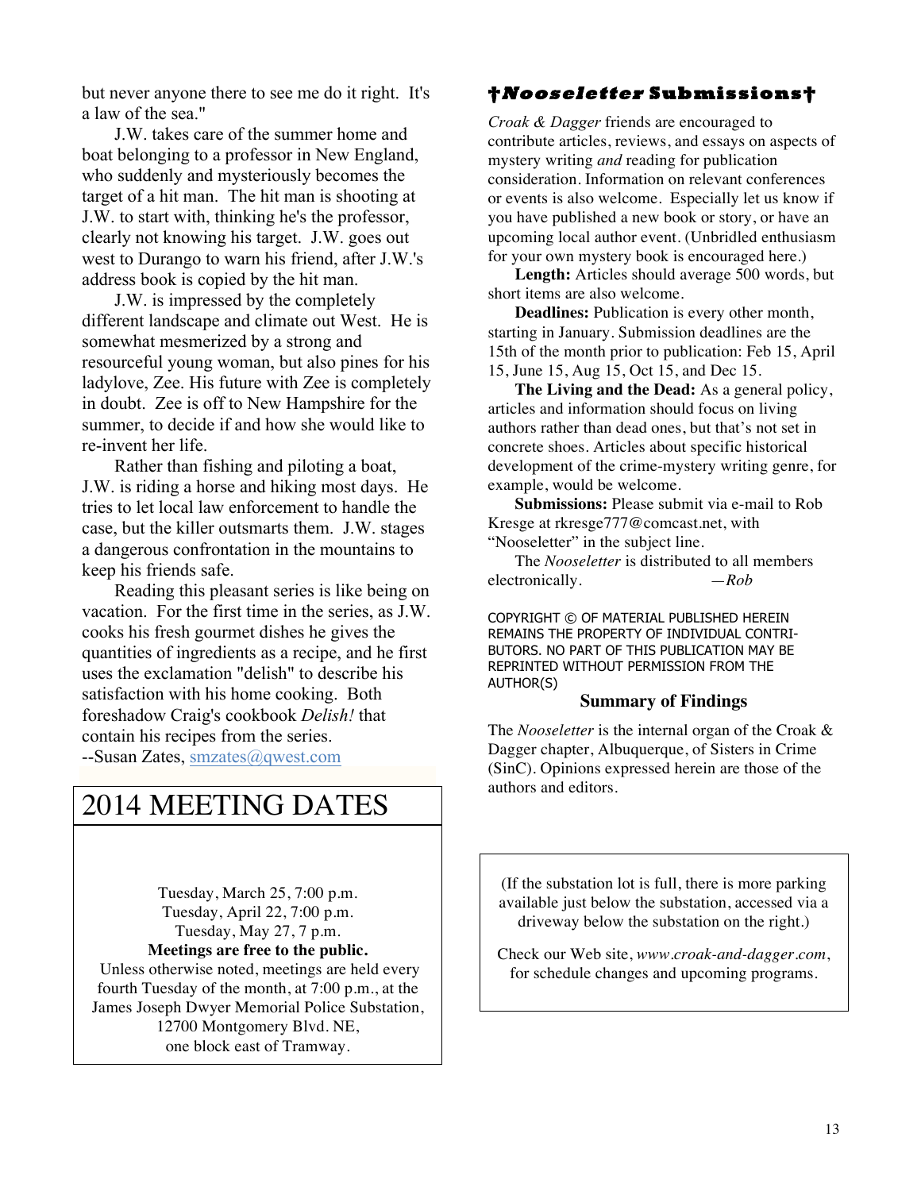but never anyone there to see me do it right. It's a law of the sea."

J.W. takes care of the summer home and boat belonging to a professor in New England, who suddenly and mysteriously becomes the target of a hit man. The hit man is shooting at J.W. to start with, thinking he's the professor, clearly not knowing his target. J.W. goes out west to Durango to warn his friend, after J.W.'s address book is copied by the hit man.

J.W. is impressed by the completely different landscape and climate out West. He is somewhat mesmerized by a strong and resourceful young woman, but also pines for his ladylove, Zee. His future with Zee is completely in doubt. Zee is off to New Hampshire for the summer, to decide if and how she would like to re-invent her life.

Rather than fishing and piloting a boat, J.W. is riding a horse and hiking most days. He tries to let local law enforcement to handle the case, but the killer outsmarts them. J.W. stages a dangerous confrontation in the mountains to keep his friends safe.

Reading this pleasant series is like being on vacation. For the first time in the series, as J.W. cooks his fresh gourmet dishes he gives the quantities of ingredients as a recipe, and he first uses the exclamation "delish" to describe his satisfaction with his home cooking. Both foreshadow Craig's cookbook *Delish!* that contain his recipes from the series.

--Susan Zates, smzates@qwest.com

## 2014 MEETING DATES

Tuesday, March 25, 7:00 p.m.
Tuesday, April 22, 7:00 p.m.
Tuesday, May 27, 7 p.m.

**Meetings are free to the public.**

Unless otherwise noted, meetings are held every fourth Tuesday of the month, at 7:00 p.m., at the James Joseph Dwyer Memorial Police Substation, 12700 Montgomery Blvd. NE, one block east of Tramway.

## †*Nooseletter* Submissions†

*Croak & Dagger* friends are encouraged to contribute articles, reviews, and essays on aspects of mystery writing *and* reading for publication consideration. Information on relevant conferences or events is also welcome. Especially let us know if you have published a new book or story, or have an upcoming local author event. (Unbridled enthusiasm for your own mystery book is encouraged here.)

**Length:** Articles should average 500 words, but short items are also welcome.

**Deadlines:** Publication is every other month, starting in January. Submission deadlines are the 15th of the month prior to publication: Feb 15, April 15, June 15, Aug 15, Oct 15, and Dec 15.

**The Living and the Dead:** As a general policy, articles and information should focus on living authors rather than dead ones, but that's not set in concrete shoes. Articles about specific historical development of the crime-mystery writing genre, for example, would be welcome.

**Submissions:** Please submit via e-mail to Rob Kresge at rkresge777@comcast.net, with "Nooseletter" in the subject line.

The *Nooseletter* is distributed to all members electronically. —*Rob*

COPYRIGHT © OF MATERIAL PUBLISHED HEREIN REMAINS THE PROPERTY OF INDIVIDUAL CONTRIBUTORS. NO PART OF THIS PUBLICATION MAY BE REPRINTED WITHOUT PERMISSION FROM THE AUTHOR(S)

### Summary of Findings

The *Nooseletter* is the internal organ of the Croak & Dagger chapter, Albuquerque, of Sisters in Crime (SinC). Opinions expressed herein are those of the authors and editors.

(If the substation lot is full, there is more parking available just below the substation, accessed via a driveway below the substation on the right.)

Check our Web site, *www.croak-and-dagger.com*, for schedule changes and upcoming programs.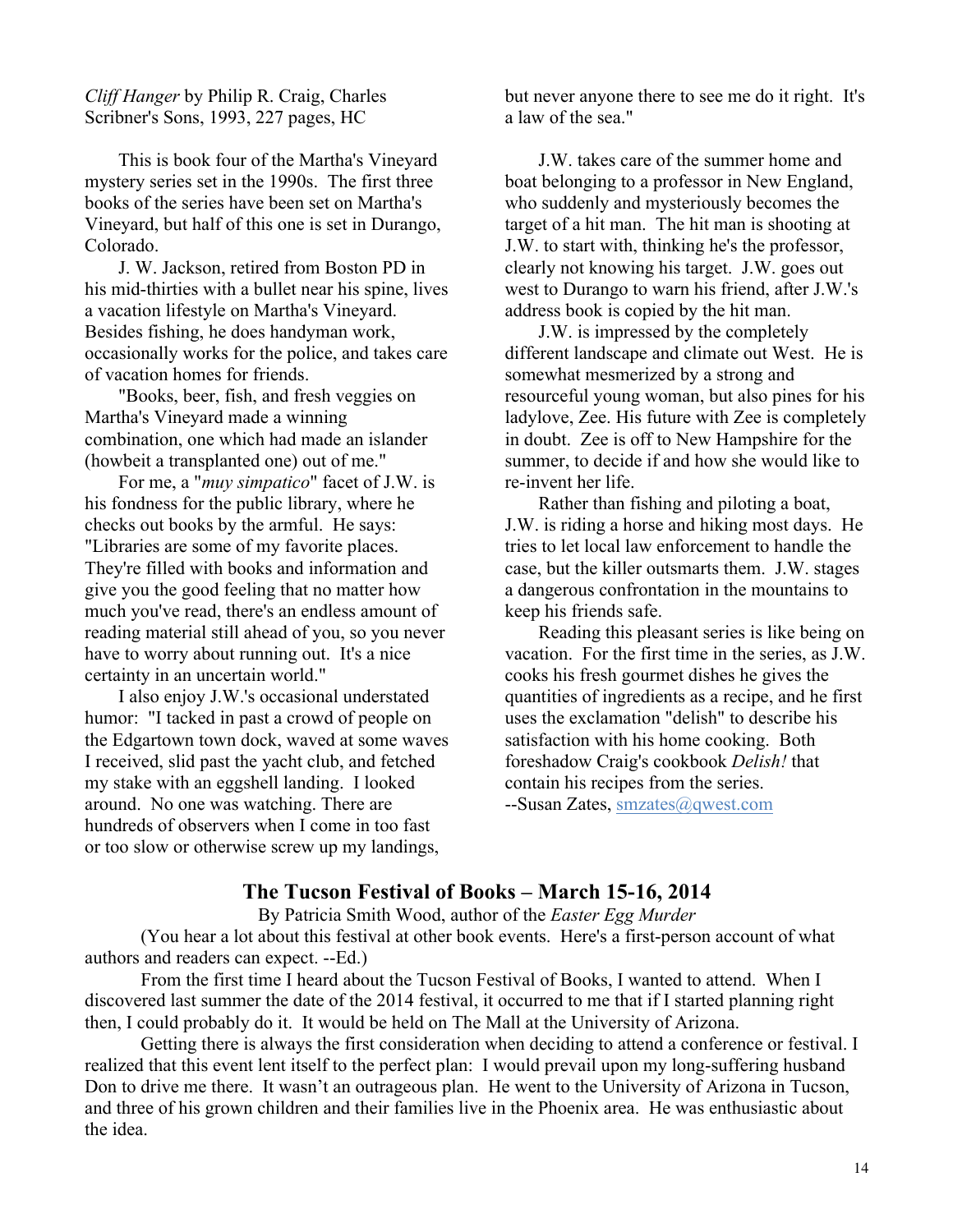*Cliff Hanger* by Philip R. Craig, Charles Scribner's Sons, 1993, 227 pages, HC

This is book four of the Martha's Vineyard mystery series set in the 1990s. The first three books of the series have been set on Martha's Vineyard, but half of this one is set in Durango, Colorado.

J. W. Jackson, retired from Boston PD in his mid-thirties with a bullet near his spine, lives a vacation lifestyle on Martha's Vineyard. Besides fishing, he does handyman work, occasionally works for the police, and takes care of vacation homes for friends.

"Books, beer, fish, and fresh veggies on Martha's Vineyard made a winning combination, one which had made an islander (howbeit a transplanted one) out of me."

For me, a "*muy simpatico*" facet of J.W. is his fondness for the public library, where he checks out books by the armful. He says: "Libraries are some of my favorite places. They're filled with books and information and give you the good feeling that no matter how much you've read, there's an endless amount of reading material still ahead of you, so you never have to worry about running out. It's a nice certainty in an uncertain world."

I also enjoy J.W.'s occasional understated humor: "I tacked in past a crowd of people on the Edgartown town dock, waved at some waves I received, slid past the yacht club, and fetched my stake with an eggshell landing. I looked around. No one was watching. There are hundreds of observers when I come in too fast or too slow or otherwise screw up my landings, but never anyone there to see me do it right. It's a law of the sea."

J.W. takes care of the summer home and boat belonging to a professor in New England, who suddenly and mysteriously becomes the target of a hit man. The hit man is shooting at J.W. to start with, thinking he's the professor, clearly not knowing his target. J.W. goes out west to Durango to warn his friend, after J.W.'s address book is copied by the hit man.

J.W. is impressed by the completely different landscape and climate out West. He is somewhat mesmerized by a strong and resourceful young woman, but also pines for his ladylove, Zee. His future with Zee is completely in doubt. Zee is off to New Hampshire for the summer, to decide if and how she would like to re-invent her life.

Rather than fishing and piloting a boat, J.W. is riding a horse and hiking most days. He tries to let local law enforcement to handle the case, but the killer outsmarts them. J.W. stages a dangerous confrontation in the mountains to keep his friends safe.

Reading this pleasant series is like being on vacation. For the first time in the series, as J.W. cooks his fresh gourmet dishes he gives the quantities of ingredients as a recipe, and he first uses the exclamation "delish" to describe his satisfaction with his home cooking. Both foreshadow Craig's cookbook *Delish!* that contain his recipes from the series.

--Susan Zates, smzates@qwest.com

## The Tucson Festival of Books – March 15-16, 2014

By Patricia Smith Wood, author of the *Easter Egg Murder*

(You hear a lot about this festival at other book events. Here's a first-person account of what authors and readers can expect. --Ed.)

From the first time I heard about the Tucson Festival of Books, I wanted to attend. When I discovered last summer the date of the 2014 festival, it occurred to me that if I started planning right then, I could probably do it. It would be held on The Mall at the University of Arizona.

Getting there is always the first consideration when deciding to attend a conference or festival. I realized that this event lent itself to the perfect plan: I would prevail upon my long-suffering husband Don to drive me there. It wasn't an outrageous plan. He went to the University of Arizona in Tucson, and three of his grown children and their families live in the Phoenix area. He was enthusiastic about the idea.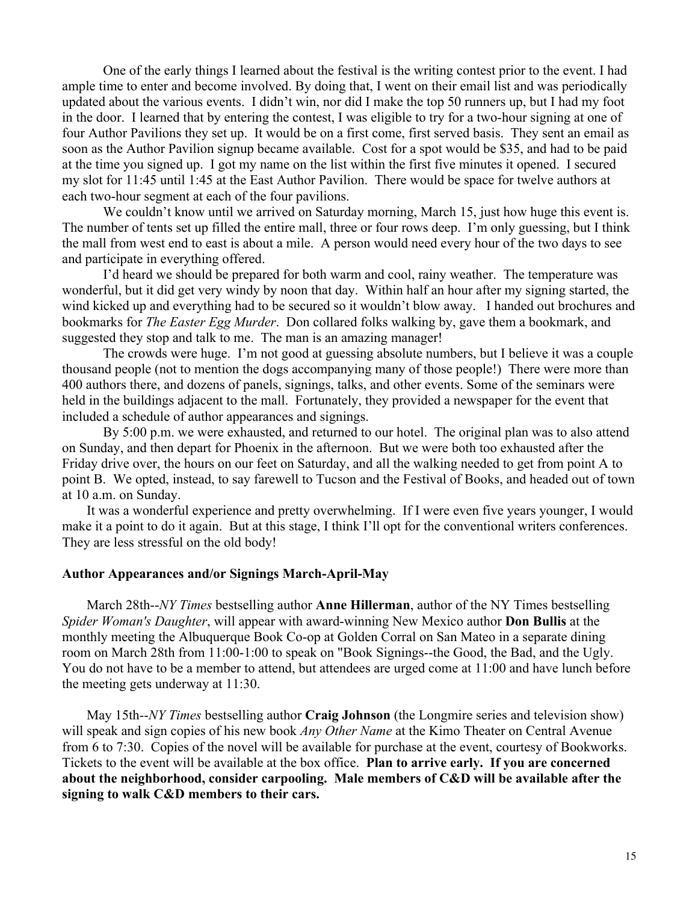One of the early things I learned about the festival is the writing contest prior to the event. I had ample time to enter and become involved. By doing that, I went on their email list and was periodically updated about the various events. I didn't win, nor did I make the top 50 runners up, but I had my foot in the door. I learned that by entering the contest, I was eligible to try for a two-hour signing at one of four Author Pavilions they set up. It would be on a first come, first served basis. They sent an email as soon as the Author Pavilion signup became available. Cost for a spot would be $35, and had to be paid at the time you signed up. I got my name on the list within the first five minutes it opened. I secured my slot for 11:45 until 1:45 at the East Author Pavilion. There would be space for twelve authors at each two-hour segment at each of the four pavilions.

We couldn't know until we arrived on Saturday morning, March 15, just how huge this event is. The number of tents set up filled the entire mall, three or four rows deep. I'm only guessing, but I think the mall from west end to east is about a mile. A person would need every hour of the two days to see and participate in everything offered.

I'd heard we should be prepared for both warm and cool, rainy weather. The temperature was wonderful, but it did get very windy by noon that day. Within half an hour after my signing started, the wind kicked up and everything had to be secured so it wouldn't blow away. I handed out brochures and bookmarks for *The Easter Egg Murder*. Don collared folks walking by, gave them a bookmark, and suggested they stop and talk to me. The man is an amazing manager!

The crowds were huge. I'm not good at guessing absolute numbers, but I believe it was a couple thousand people (not to mention the dogs accompanying many of those people!) There were more than 400 authors there, and dozens of panels, signings, talks, and other events. Some of the seminars were held in the buildings adjacent to the mall. Fortunately, they provided a newspaper for the event that included a schedule of author appearances and signings.

By 5:00 p.m. we were exhausted, and returned to our hotel. The original plan was to also attend on Sunday, and then depart for Phoenix in the afternoon. But we were both too exhausted after the Friday drive over, the hours on our feet on Saturday, and all the walking needed to get from point A to point B. We opted, instead, to say farewell to Tucson and the Festival of Books, and headed out of town at 10 a.m. on Sunday.

It was a wonderful experience and pretty overwhelming. If I were even five years younger, I would make it a point to do it again. But at this stage, I think I'll opt for the conventional writers conferences. They are less stressful on the old body!

**Author Appearances and/or Signings March-April-May**

March 28th--*NY Times* bestselling author **Anne Hillerman**, author of the NY Times bestselling *Spider Woman's Daughter*, will appear with award-winning New Mexico author **Don Bullis** at the monthly meeting the Albuquerque Book Co-op at Golden Corral on San Mateo in a separate dining room on March 28th from 11:00-1:00 to speak on "Book Signings--the Good, the Bad, and the Ugly. You do not have to be a member to attend, but attendees are urged come at 11:00 and have lunch before the meeting gets underway at 11:30.

May 15th--*NY Times* bestselling author **Craig Johnson** (the Longmire series and television show) will speak and sign copies of his new book *Any Other Name* at the Kimo Theater on Central Avenue from 6 to 7:30. Copies of the novel will be available for purchase at the event, courtesy of Bookworks. Tickets to the event will be available at the box office. **Plan to arrive early. If you are concerned about the neighborhood, consider carpooling. Male members of C&D will be available after the signing to walk C&D members to their cars.**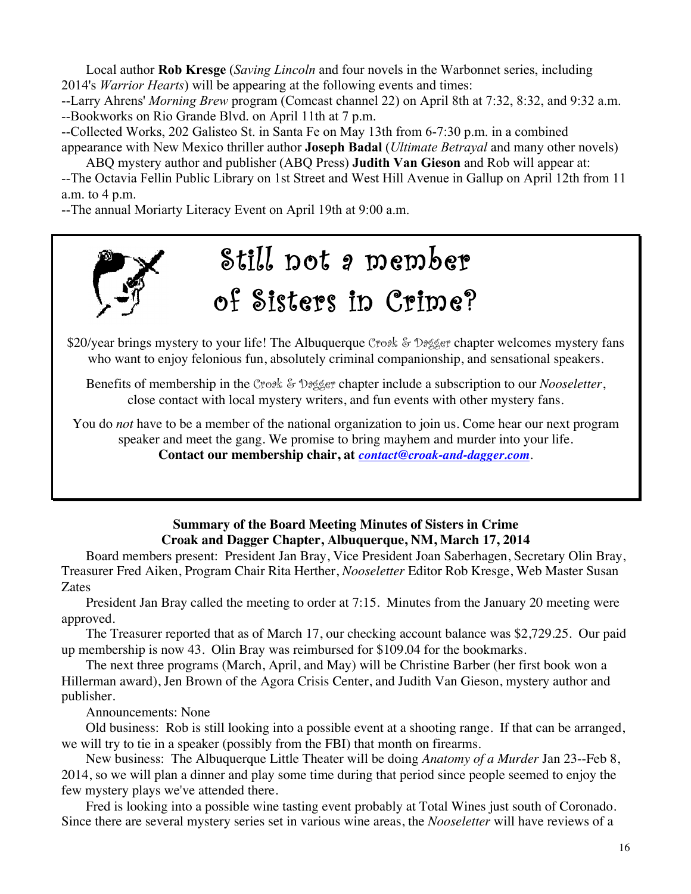Local author **Rob Kresge** (*Saving Lincoln* and four novels in the Warbonnet series, including 2014's *Warrior Hearts*) will be appearing at the following events and times:

--Larry Ahrens' *Morning Brew* program (Comcast channel 22) on April 8th at 7:32, 8:32, and 9:32 a.m.

--Bookworks on Rio Grande Blvd. on April 11th at 7 p.m.

--Collected Works, 202 Galisteo St. in Santa Fe on May 13th from 6-7:30 p.m. in a combined appearance with New Mexico thriller author **Joseph Badal** (*Ultimate Betrayal* and many other novels)

ABQ mystery author and publisher (ABQ Press) **Judith Van Gieson** and Rob will appear at:

--The Octavia Fellin Public Library on 1st Street and West Hill Avenue in Gallup on April 12th from 11 a.m. to 4 p.m.

--The annual Moriarty Literacy Event on April 19th at 9:00 a.m.

## Still not a member of Sisters in Crime?

$20/year brings mystery to your life! The Albuquerque Croak & Dagger chapter welcomes mystery fans who want to enjoy felonious fun, absolutely criminal companionship, and sensational speakers.

Benefits of membership in the Croak & Dagger chapter include a subscription to our *Nooseletter*, close contact with local mystery writers, and fun events with other mystery fans.

You do *not* have to be a member of the national organization to join us. Come hear our next program speaker and meet the gang. We promise to bring mayhem and murder into your life.
**Contact our membership chair, at *contact@croak-and-dagger.com*.**

### Summary of the Board Meeting Minutes of Sisters in Crime Croak and Dagger Chapter, Albuquerque, NM, March 17, 2014

Board members present: President Jan Bray, Vice President Joan Saberhagen, Secretary Olin Bray, Treasurer Fred Aiken, Program Chair Rita Herther, *Nooseletter* Editor Rob Kresge, Web Master Susan Zates

President Jan Bray called the meeting to order at 7:15. Minutes from the January 20 meeting were approved.

The Treasurer reported that as of March 17, our checking account balance was $2,729.25. Our paid up membership is now 43. Olin Bray was reimbursed for $109.04 for the bookmarks.

The next three programs (March, April, and May) will be Christine Barber (her first book won a Hillerman award), Jen Brown of the Agora Crisis Center, and Judith Van Gieson, mystery author and publisher.

Announcements: None

Old business: Rob is still looking into a possible event at a shooting range. If that can be arranged, we will try to tie in a speaker (possibly from the FBI) that month on firearms.

New business: The Albuquerque Little Theater will be doing *Anatomy of a Murder* Jan 23--Feb 8, 2014, so we will plan a dinner and play some time during that period since people seemed to enjoy the few mystery plays we've attended there.

Fred is looking into a possible wine tasting event probably at Total Wines just south of Coronado. Since there are several mystery series set in various wine areas, the *Nooseletter* will have reviews of a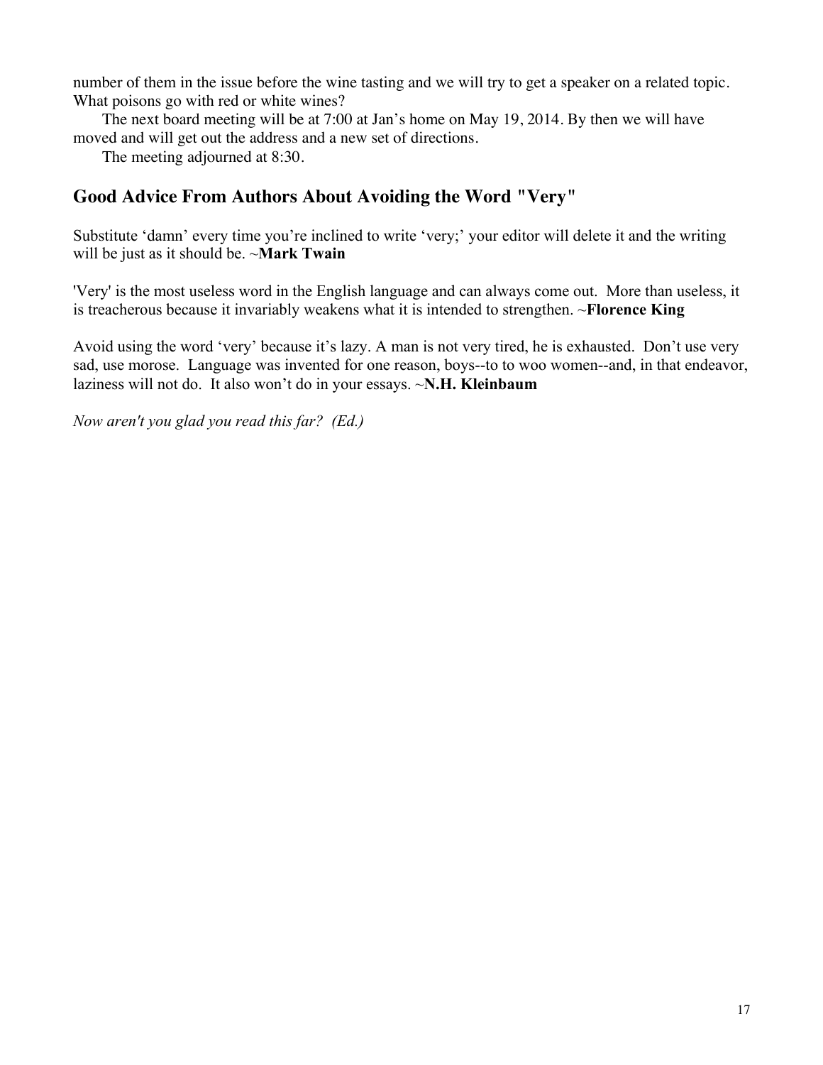number of them in the issue before the wine tasting and we will try to get a speaker on a related topic. What poisons go with red or white wines?

The next board meeting will be at 7:00 at Jan's home on May 19, 2014. By then we will have moved and will get out the address and a new set of directions.

The meeting adjourned at 8:30.

## Good Advice From Authors About Avoiding the Word "Very"

Substitute 'damn' every time you're inclined to write 'very;' your editor will delete it and the writing will be just as it should be. ~**Mark Twain**

'Very' is the most useless word in the English language and can always come out. More than useless, it is treacherous because it invariably weakens what it is intended to strengthen. ~**Florence King**

Avoid using the word 'very' because it's lazy. A man is not very tired, he is exhausted. Don't use very sad, use morose. Language was invented for one reason, boys--to woo women--and, in that endeavor, laziness will not do. It also won't do in your essays. ~**N.H. Kleinbaum**

*Now aren't you glad you read this far? (Ed.)*